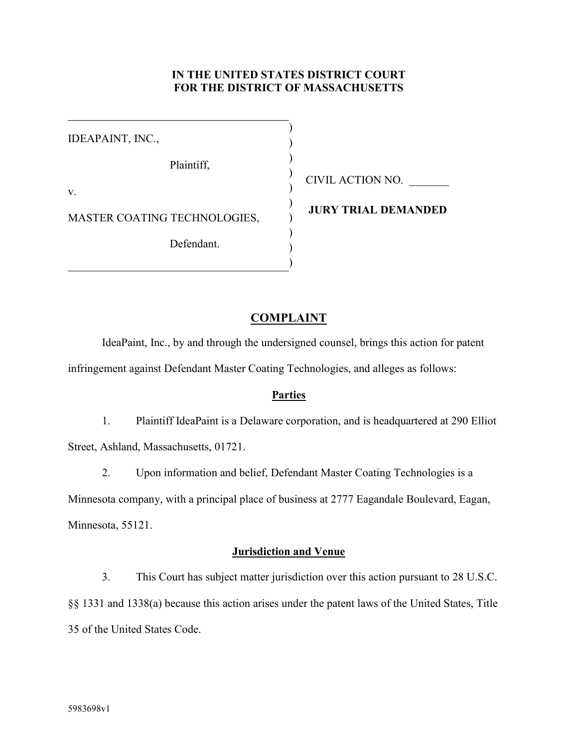**IN THE UNITED STATES DISTRICT COURT**
**FOR THE DISTRICT OF MASSACHUSETTS**

| | |
|---|---|
| IDEAPAINT, INC.,<br><br>Plaintiff,<br><br>v.<br><br>MASTER COATING TECHNOLOGIES,<br><br>Defendant. | CIVIL ACTION NO. _______<br><br>**JURY TRIAL DEMANDED** |

## COMPLAINT

IdeaPaint, Inc., by and through the undersigned counsel, brings this action for patent infringement against Defendant Master Coating Technologies, and alleges as follows:

### Parties

1. Plaintiff IdeaPaint is a Delaware corporation, and is headquartered at 290 Elliot Street, Ashland, Massachusetts, 01721.

2. Upon information and belief, Defendant Master Coating Technologies is a Minnesota company, with a principal place of business at 2777 Eagandale Boulevard, Eagan, Minnesota, 55121.

### Jurisdiction and Venue

3. This Court has subject matter jurisdiction over this action pursuant to 28 U.S.C. §§ 1331 and 1338(a) because this action arises under the patent laws of the United States, Title 35 of the United States Code.

5983698v1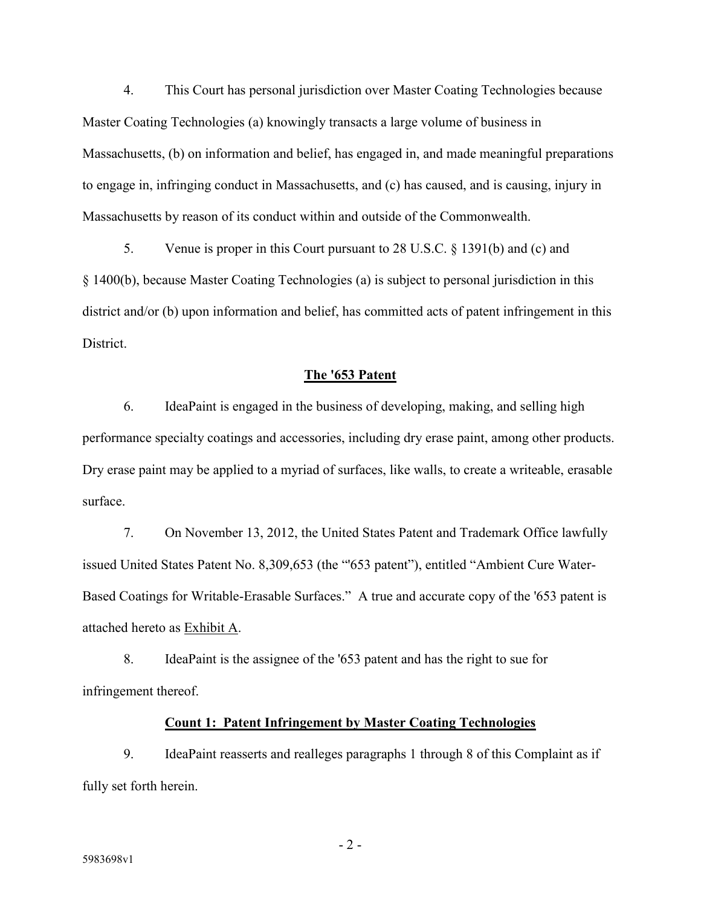4. This Court has personal jurisdiction over Master Coating Technologies because Master Coating Technologies (a) knowingly transacts a large volume of business in Massachusetts, (b) on information and belief, has engaged in, and made meaningful preparations to engage in, infringing conduct in Massachusetts, and (c) has caused, and is causing, injury in Massachusetts by reason of its conduct within and outside of the Commonwealth.

5. Venue is proper in this Court pursuant to 28 U.S.C. § 1391(b) and (c) and § 1400(b), because Master Coating Technologies (a) is subject to personal jurisdiction in this district and/or (b) upon information and belief, has committed acts of patent infringement in this District.

## The '653 Patent

6. IdeaPaint is engaged in the business of developing, making, and selling high performance specialty coatings and accessories, including dry erase paint, among other products. Dry erase paint may be applied to a myriad of surfaces, like walls, to create a writeable, erasable surface.

7. On November 13, 2012, the United States Patent and Trademark Office lawfully issued United States Patent No. 8,309,653 (the "'653 patent"), entitled "Ambient Cure Water-Based Coatings for Writable-Erasable Surfaces." A true and accurate copy of the '653 patent is attached hereto as Exhibit A.

8. IdeaPaint is the assignee of the '653 patent and has the right to sue for infringement thereof.

## Count 1: Patent Infringement by Master Coating Technologies

9. IdeaPaint reasserts and realleges paragraphs 1 through 8 of this Complaint as if fully set forth herein.

5983698v1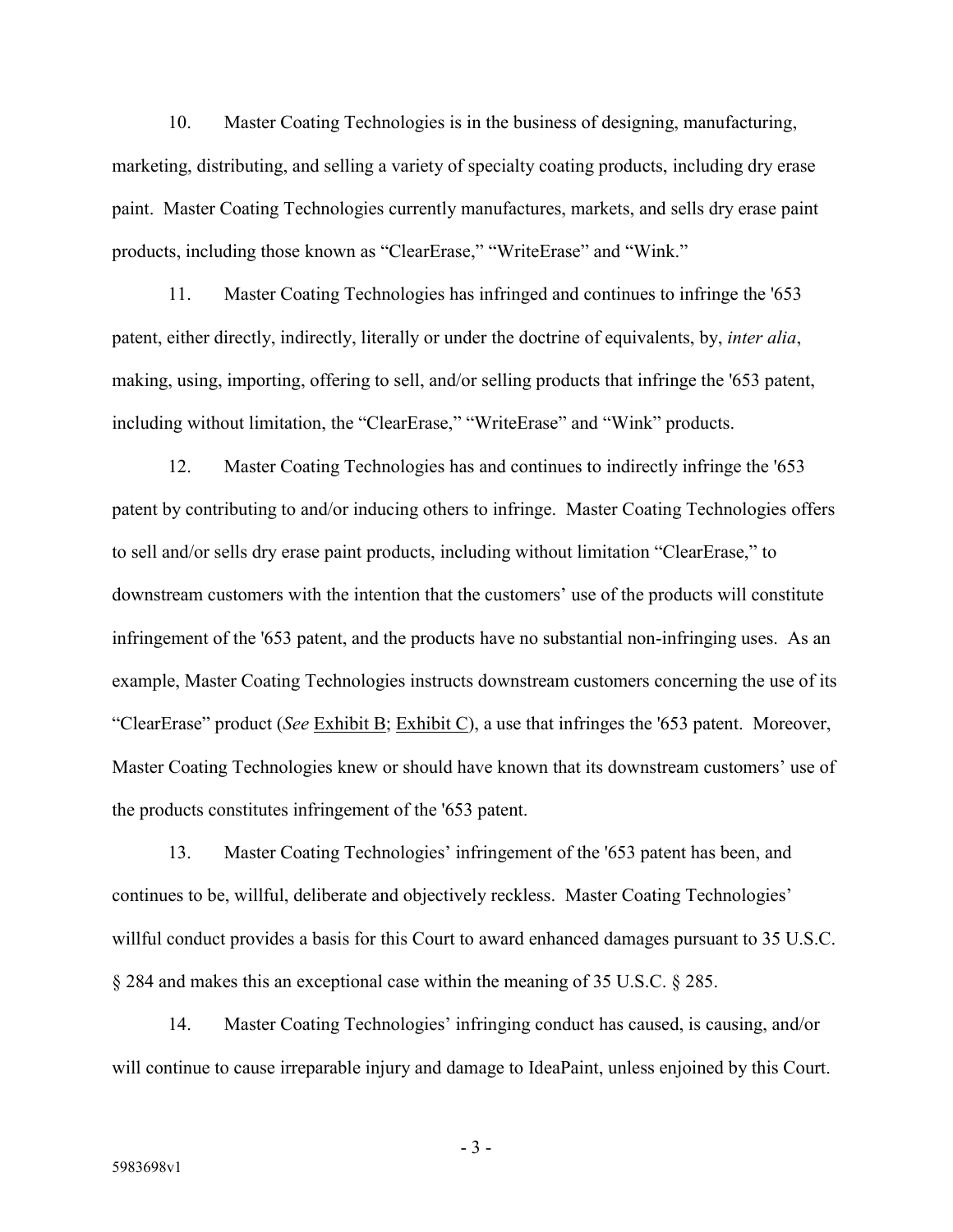10. Master Coating Technologies is in the business of designing, manufacturing, marketing, distributing, and selling a variety of specialty coating products, including dry erase paint. Master Coating Technologies currently manufactures, markets, and sells dry erase paint products, including those known as "ClearErase," "WriteErase" and "Wink."

11. Master Coating Technologies has infringed and continues to infringe the '653 patent, either directly, indirectly, literally or under the doctrine of equivalents, by, *inter alia*, making, using, importing, offering to sell, and/or selling products that infringe the '653 patent, including without limitation, the "ClearErase," "WriteErase" and "Wink" products.

12. Master Coating Technologies has and continues to indirectly infringe the '653 patent by contributing to and/or inducing others to infringe. Master Coating Technologies offers to sell and/or sells dry erase paint products, including without limitation "ClearErase," to downstream customers with the intention that the customers' use of the products will constitute infringement of the '653 patent, and the products have no substantial non-infringing uses. As an example, Master Coating Technologies instructs downstream customers concerning the use of its "ClearErase" product (*See* Exhibit B; Exhibit C), a use that infringes the '653 patent. Moreover, Master Coating Technologies knew or should have known that its downstream customers' use of the products constitutes infringement of the '653 patent.

13. Master Coating Technologies' infringement of the '653 patent has been, and continues to be, willful, deliberate and objectively reckless. Master Coating Technologies' willful conduct provides a basis for this Court to award enhanced damages pursuant to 35 U.S.C. § 284 and makes this an exceptional case within the meaning of 35 U.S.C. § 285.

14. Master Coating Technologies' infringing conduct has caused, is causing, and/or will continue to cause irreparable injury and damage to IdeaPaint, unless enjoined by this Court.

5983698v1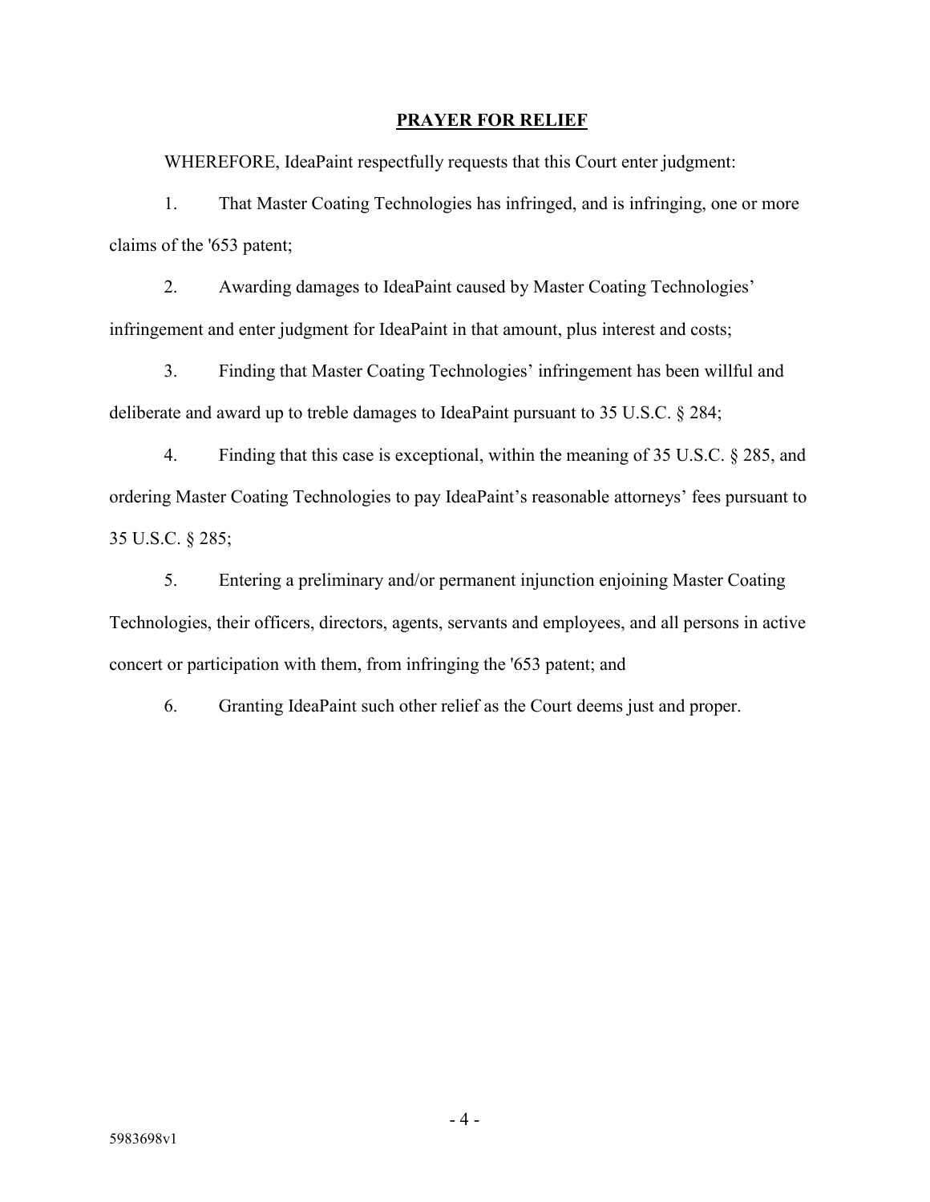## PRAYER FOR RELIEF

WHEREFORE, IdeaPaint respectfully requests that this Court enter judgment:

1. That Master Coating Technologies has infringed, and is infringing, one or more claims of the '653 patent;

2. Awarding damages to IdeaPaint caused by Master Coating Technologies' infringement and enter judgment for IdeaPaint in that amount, plus interest and costs;

3. Finding that Master Coating Technologies' infringement has been willful and deliberate and award up to treble damages to IdeaPaint pursuant to 35 U.S.C. § 284;

4. Finding that this case is exceptional, within the meaning of 35 U.S.C. § 285, and ordering Master Coating Technologies to pay IdeaPaint's reasonable attorneys' fees pursuant to 35 U.S.C. § 285;

5. Entering a preliminary and/or permanent injunction enjoining Master Coating Technologies, their officers, directors, agents, servants and employees, and all persons in active concert or participation with them, from infringing the '653 patent; and

6. Granting IdeaPaint such other relief as the Court deems just and proper.

5983698v1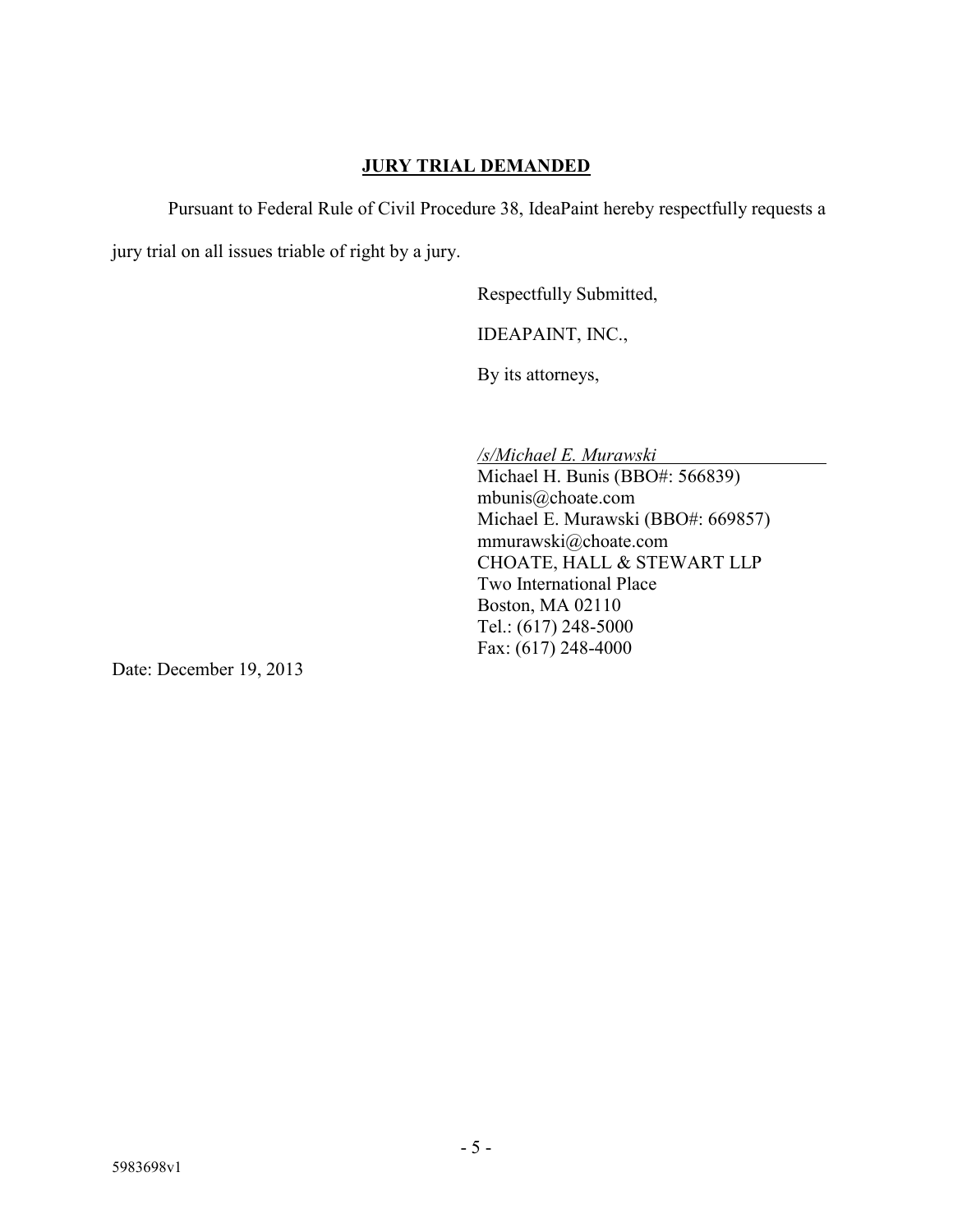## **JURY TRIAL DEMANDED**

Pursuant to Federal Rule of Civil Procedure 38, IdeaPaint hereby respectfully requests a jury trial on all issues triable of right by a jury.

Respectfully Submitted,

IDEAPAINT, INC.,

By its attorneys,

*/s/Michael E. Murawski*
Michael H. Bunis (BBO#: 566839)
mbunis@choate.com
Michael E. Murawski (BBO#: 669857)
mmurawski@choate.com
CHOATE, HALL & STEWART LLP
Two International Place
Boston, MA 02110
Tel.: (617) 248-5000
Fax: (617) 248-4000

Date: December 19, 2013

5983698v1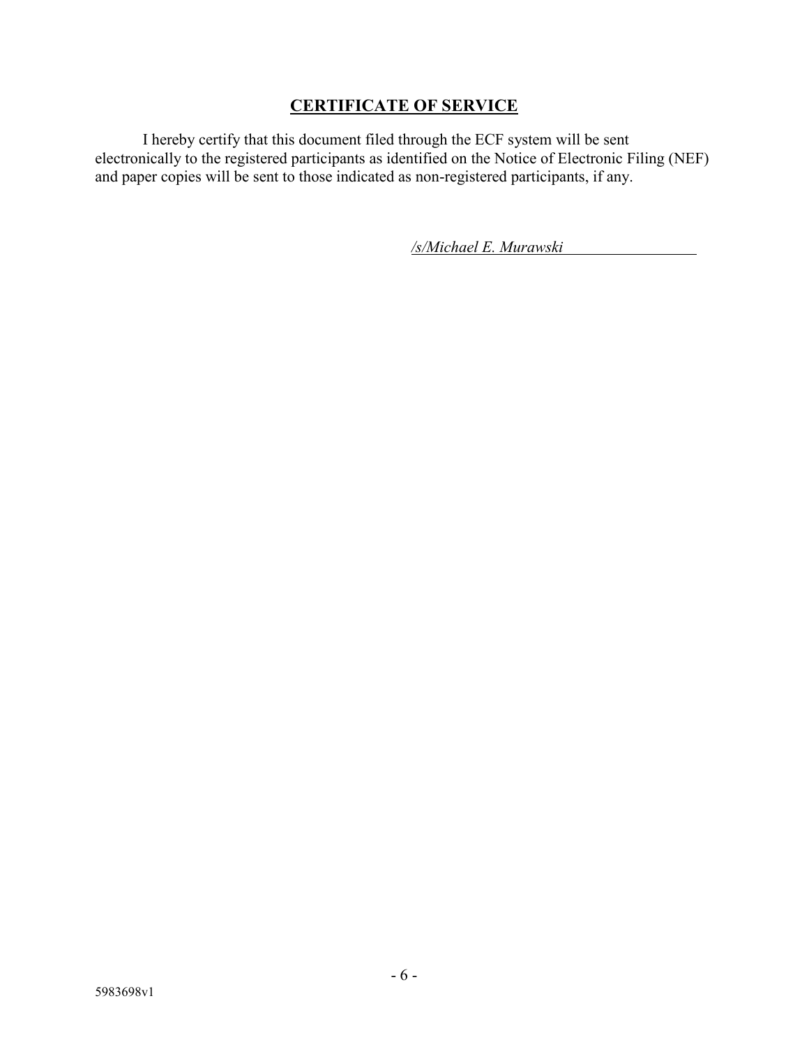# CERTIFICATE OF SERVICE

I hereby certify that this document filed through the ECF system will be sent electronically to the registered participants as identified on the Notice of Electronic Filing (NEF) and paper copies will be sent to those indicated as non-registered participants, if any.

/s/Michael E. Murawski

5983698v1